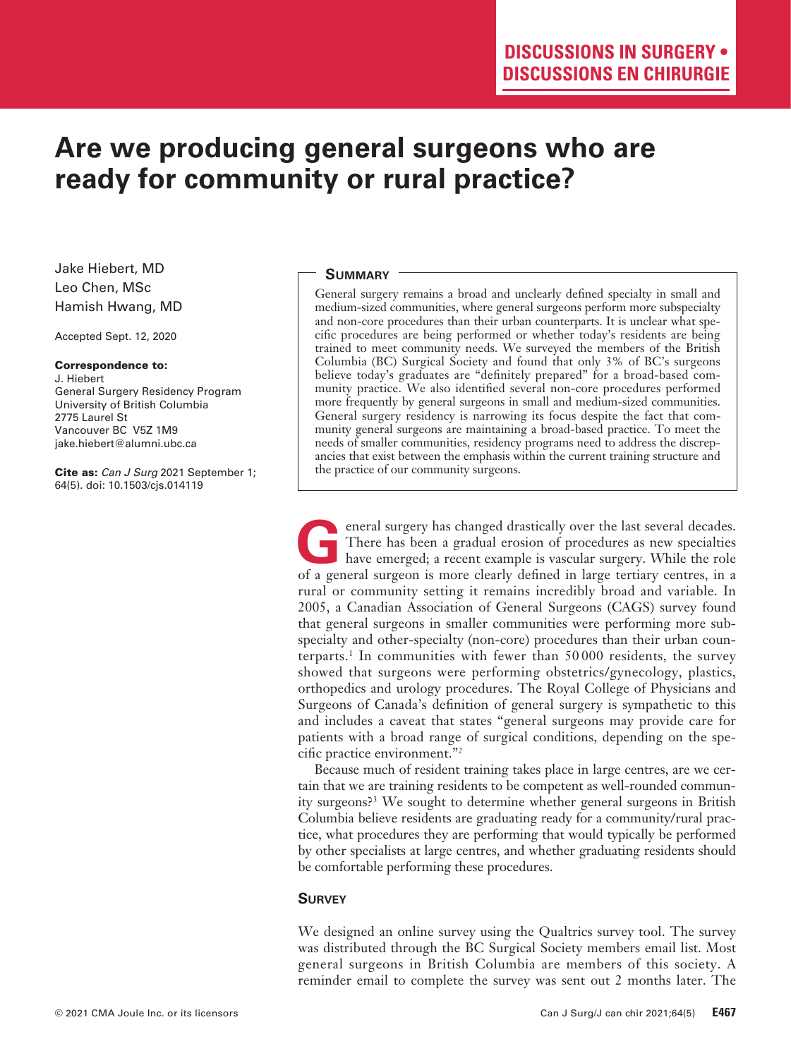**DISCUSSIONS IN SURGERY • DISCUSSIONS EN CHIRURGIE**

# Are we producing general surgeons who are ready for community or rural practice?

Jake Hiebert, MD
Leo Chen, MSc
Hamish Hwang, MD

Accepted Sept. 12, 2020

**Correspondence to:**
J. Hiebert
General Surgery Residency Program
University of British Columbia
2775 Laurel St
Vancouver BC V5Z 1M9
jake.hiebert@alumni.ubc.ca

**Cite as:** *Can J Surg* 2021 September 1; 64(5). doi: 10.1503/cjs.014119

## Summary

General surgery remains a broad and unclearly defined specialty in small and medium-sized communities, where general surgeons perform more subspecialty and non-core procedures than their urban counterparts. It is unclear what specific procedures are being performed or whether today's residents are being trained to meet community needs. We surveyed the members of the British Columbia (BC) Surgical Society and found that only 3% of BC's surgeons believe today's graduates are "definitely prepared" for a broad-based community practice. We also identified several non-core procedures performed more frequently by general surgeons in small and medium-sized communities. General surgery residency is narrowing its focus despite the fact that community general surgeons are maintaining a broad-based practice. To meet the needs of smaller communities, residency programs need to address the discrepancies that exist between the emphasis within the current training structure and the practice of our community surgeons.

General surgery has changed drastically over the last several decades. There has been a gradual erosion of procedures as new specialties have emerged; a recent example is vascular surgery. While the role of a general surgeon is more clearly defined in large tertiary centres, in a rural or community setting it remains incredibly broad and variable. In 2005, a Canadian Association of General Surgeons (CAGS) survey found that general surgeons in smaller communities were performing more subspecialty and other-specialty (non-core) procedures than their urban counterparts.[1] In communities with fewer than 50 000 residents, the survey showed that surgeons were performing obstetrics/gynecology, plastics, orthopedics and urology procedures. The Royal College of Physicians and Surgeons of Canada's definition of general surgery is sympathetic to this and includes a caveat that states "general surgeons may provide care for patients with a broad range of surgical conditions, depending on the specific practice environment."[2]

Because much of resident training takes place in large centres, are we certain that we are training residents to be competent as well-rounded community surgeons?[3] We sought to determine whether general surgeons in British Columbia believe residents are graduating ready for a community/rural practice, what procedures they are performing that would typically be performed by other specialists at large centres, and whether graduating residents should be comfortable performing these procedures.

## Survey

We designed an online survey using the Qualtrics survey tool. The survey was distributed through the BC Surgical Society members email list. Most general surgeons in British Columbia are members of this society. A reminder email to complete the survey was sent out 2 months later. The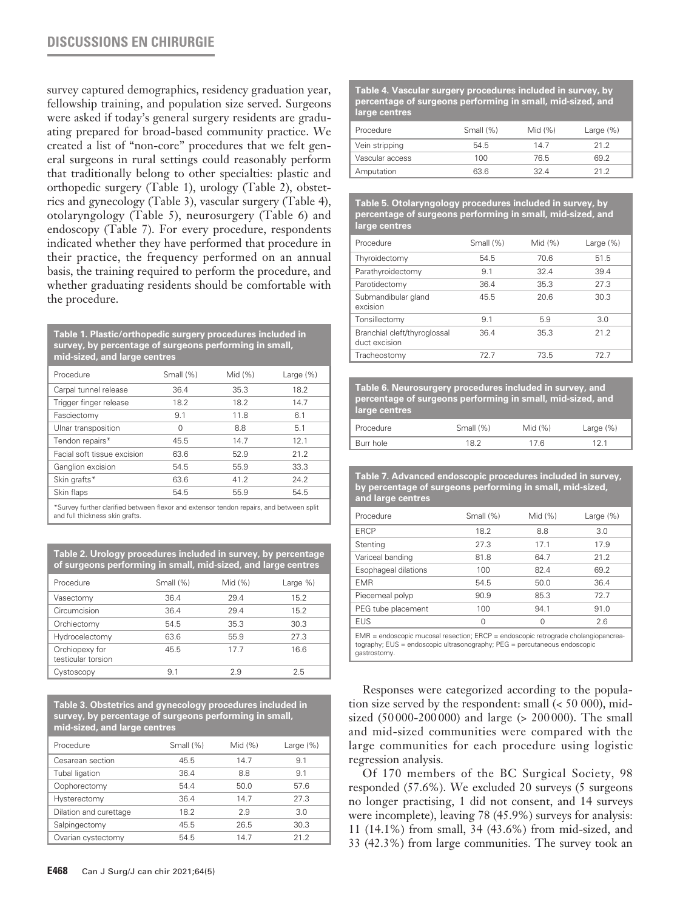survey captured demographics, residency graduation year, fellowship training, and population size served. Surgeons were asked if today's general surgery residents are graduating prepared for broad-based community practice. We created a list of "non-core" procedures that we felt general surgeons in rural settings could reasonably perform that traditionally belong to other specialties: plastic and orthopedic surgery (Table 1), urology (Table 2), obstetrics and gynecology (Table 3), vascular surgery (Table 4), otolaryngology (Table 5), neurosurgery (Table 6) and endoscopy (Table 7). For every procedure, respondents indicated whether they have performed that procedure in their practice, the frequency performed on an annual basis, the training required to perform the procedure, and whether graduating residents should be comfortable with the procedure.

**Table 1. Plastic/orthopedic surgery procedures included in survey, by percentage of surgeons performing in small, mid-sized, and large centres**

| Procedure | Small (%) | Mid (%) | Large (%) |
|---|---|---|---|
| Carpal tunnel release | 36.4 | 35.3 | 18.2 |
| Trigger finger release | 18.2 | 18.2 | 14.7 |
| Fasciectomy | 9.1 | 11.8 | 6.1 |
| Ulnar transposition | 0 | 8.8 | 5.1 |
| Tendon repairs* | 45.5 | 14.7 | 12.1 |
| Facial soft tissue excision | 63.6 | 52.9 | 21.2 |
| Ganglion excision | 54.5 | 55.9 | 33.3 |
| Skin grafts* | 63.6 | 41.2 | 24.2 |
| Skin flaps | 54.5 | 55.9 | 54.5 |

*Survey further clarified between flexor and extensor tendon repairs, and between split and full thickness skin grafts.

**Table 2. Urology procedures included in survey, by percentage of surgeons performing in small, mid-sized, and large centres**

| Procedure | Small (%) | Mid (%) | Large %) |
|---|---|---|---|
| Vasectomy | 36.4 | 29.4 | 15.2 |
| Circumcision | 36.4 | 29.4 | 15.2 |
| Orchiectomy | 54.5 | 35.3 | 30.3 |
| Hydrocelectomy | 63.6 | 55.9 | 27.3 |
| Orchiopexy for testicular torsion | 45.5 | 17.7 | 16.6 |
| Cystoscopy | 9.1 | 2.9 | 2.5 |

**Table 3. Obstetrics and gynecology procedures included in survey, by percentage of surgeons performing in small, mid-sized, and large centres**

| Procedure | Small (%) | Mid (%) | Large (%) |
|---|---|---|---|
| Cesarean section | 45.5 | 14.7 | 9.1 |
| Tubal ligation | 36.4 | 8.8 | 9.1 |
| Oophorectomy | 54.4 | 50.0 | 57.6 |
| Hysterectomy | 36.4 | 14.7 | 27.3 |
| Dilation and curettage | 18.2 | 2.9 | 3.0 |
| Salpingectomy | 45.5 | 26.5 | 30.3 |
| Ovarian cystectomy | 54.5 | 14.7 | 21.2 |

**Table 4. Vascular surgery procedures included in survey, by percentage of surgeons performing in small, mid-sized, and large centres**

| Procedure | Small (%) | Mid (%) | Large (%) |
|---|---|---|---|
| Vein stripping | 54.5 | 14.7 | 21.2 |
| Vascular access | 100 | 76.5 | 69.2 |
| Amputation | 63.6 | 32.4 | 21.2 |

**Table 5. Otolaryngology procedures included in survey, by percentage of surgeons performing in small, mid-sized, and large centres**

| Procedure | Small (%) | Mid (%) | Large (%) |
|---|---|---|---|
| Thyroidectomy | 54.5 | 70.6 | 51.5 |
| Parathyroidectomy | 9.1 | 32.4 | 39.4 |
| Parotidectomy | 36.4 | 35.3 | 27.3 |
| Submandibular gland excision | 45.5 | 20.6 | 30.3 |
| Tonsillectomy | 9.1 | 5.9 | 3.0 |
| Branchial cleft/thyroglossal duct excision | 36.4 | 35.3 | 21.2 |
| Tracheostomy | 72.7 | 73.5 | 72.7 |

**Table 6. Neurosurgery procedures included in survey, and percentage of surgeons performing in small, mid-sized, and large centres**

| Procedure | Small (%) | Mid (%) | Large (%) |
|---|---|---|---|
| Burr hole | 18.2 | 17.6 | 12.1 |

**Table 7. Advanced endoscopic procedures included in survey, by percentage of surgeons performing in small, mid-sized, and large centres**

| Procedure | Small (%) | Mid (%) | Large (%) |
|---|---|---|---|
| ERCP | 18.2 | 8.8 | 3.0 |
| Stenting | 27.3 | 17.1 | 17.9 |
| Variceal banding | 81.8 | 64.7 | 21.2 |
| Esophageal dilations | 100 | 82.4 | 69.2 |
| EMR | 54.5 | 50.0 | 36.4 |
| Piecemeal polyp | 90.9 | 85.3 | 72.7 |
| PEG tube placement | 100 | 94.1 | 91.0 |
| EUS | 0 | 0 | 2.6 |

EMR = endoscopic mucosal resection; ERCP = endoscopic retrograde cholangiopancreatography; EUS = endoscopic ultrasonography; PEG = percutaneous endoscopic gastrostomy.

Responses were categorized according to the population size served by the respondent: small (< 50 000), mid-sized (50 000-200 000) and large (> 200 000). The small and mid-sized communities were compared with the large communities for each procedure using logistic regression analysis.

Of 170 members of the BC Surgical Society, 98 responded (57.6%). We excluded 20 surveys (5 surgeons no longer practising, 1 did not consent, and 14 surveys were incomplete), leaving 78 (45.9%) surveys for analysis: 11 (14.1%) from small, 34 (43.6%) from mid-sized, and 33 (42.3%) from large communities. The survey took an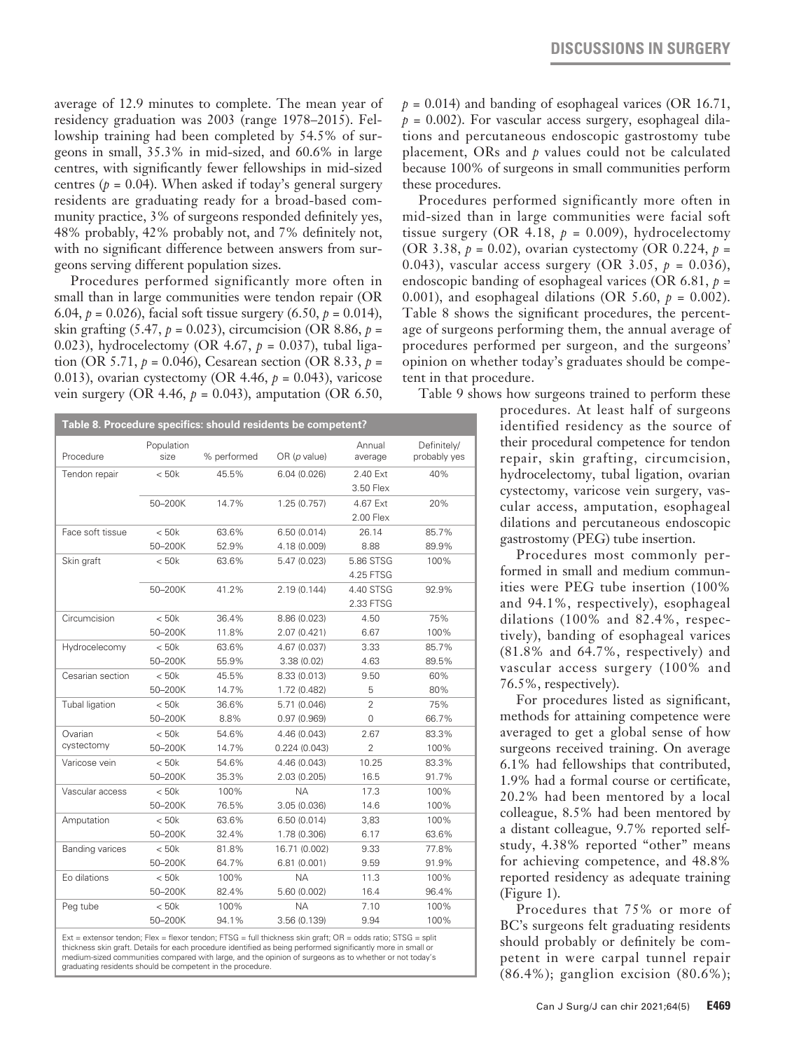average of 12.9 minutes to complete. The mean year of residency graduation was 2003 (range 1978–2015). Fellowship training had been completed by 54.5% of surgeons in small, 35.3% in mid-sized, and 60.6% in large centres, with significantly fewer fellowships in mid-sized centres ($p$ = 0.04). When asked if today's general surgery residents are graduating ready for a broad-based community practice, 3% of surgeons responded definitely yes, 48% probably, 42% probably not, and 7% definitely not, with no significant difference between answers from surgeons serving different population sizes.

Procedures performed significantly more often in small than in large communities were tendon repair (OR 6.04, $p$ = 0.026), facial soft tissue surgery (6.50, $p$ = 0.014), skin grafting (5.47, $p$ = 0.023), circumcision (OR 8.86, $p$ = 0.023), hydrocelectomy (OR 4.67, $p$ = 0.037), tubal ligation (OR 5.71, $p$ = 0.046), Cesarean section (OR 8.33, $p$ = 0.013), ovarian cystectomy (OR 4.46, $p$ = 0.043), varicose vein surgery (OR 4.46, $p$ = 0.043), amputation (OR 6.50, $p$ = 0.014) and banding of esophageal varices (OR 16.71, $p$ = 0.002). For vascular access surgery, esophageal dilations and percutaneous endoscopic gastrostomy tube placement, ORs and $p$ values could not be calculated because 100% of surgeons in small communities perform these procedures.

Procedures performed significantly more often in mid-sized than in large communities were facial soft tissue surgery (OR 4.18, $p$ = 0.009), hydrocelectomy (OR 3.38, $p$ = 0.02), ovarian cystectomy (OR 0.224, $p$ = 0.043), vascular access surgery (OR 3.05, $p$ = 0.036), endoscopic banding of esophageal varices (OR 6.81, $p$ = 0.001), and esophageal dilations (OR 5.60, $p$ = 0.002). Table 8 shows the significant procedures, the percentage of surgeons performing them, the annual average of procedures performed per surgeon, and the surgeons' opinion on whether today's graduates should be competent in that procedure.

**Table 8. Procedure specifics: should residents be competent?**

| Procedure | Population size | % performed | OR ($p$ value) | Annual average | Definitely/ probably yes |
|---|---|---|---|---|---|
| Tendon repair | < 50k | 45.5% | 6.04 (0.026) | 2.40 Ext<br>3.50 Flex | 40% |
| | 50–200K | 14.7% | 1.25 (0.757) | 4.67 Ext<br>2.00 Flex | 20% |
| Face soft tissue | < 50k | 63.6% | 6.50 (0.014) | 26.14 | 85.7% |
| | 50–200K | 52.9% | 4.18 (0.009) | 8.88 | 89.9% |
| Skin graft | < 50k | 63.6% | 5.47 (0.023) | 5.86 STSG<br>4.25 FTSG | 100% |
| | 50–200K | 41.2% | 2.19 (0.144) | 4.40 STSG<br>2.33 FTSG | 92.9% |
| Circumcision | < 50k | 36.4% | 8.86 (0.023) | 4.50 | 75% |
| | 50–200K | 11.8% | 2.07 (0.421) | 6.67 | 100% |
| Hydrocelecomy | < 50k | 63.6% | 4.67 (0.037) | 3.33 | 85.7% |
| | 50–200K | 55.9% | 3.38 (0.02) | 4.63 | 89.5% |
| Cesarian section | < 50k | 45.5% | 8.33 (0.013) | 9.50 | 60% |
| | 50–200K | 14.7% | 1.72 (0.482) | 5 | 80% |
| Tubal ligation | < 50k | 36.6% | 5.71 (0.046) | 2 | 75% |
| | 50–200K | 8.8% | 0.97 (0.969) | 0 | 66.7% |
| Ovarian cystectomy | < 50k | 54.6% | 4.46 (0.043) | 2.67 | 83.3% |
| | 50–200K | 14.7% | 0.224 (0.043) | 2 | 100% |
| Varicose vein | < 50k | 54.6% | 4.46 (0.043) | 10.25 | 83.3% |
| | 50–200K | 35.3% | 2.03 (0.205) | 16.5 | 91.7% |
| Vascular access | < 50k | 100% | NA | 17.3 | 100% |
| | 50–200K | 76.5% | 3.05 (0.036) | 14.6 | 100% |
| Amputation | < 50k | 63.6% | 6.50 (0.014) | 3,83 | 100% |
| | 50–200K | 32.4% | 1.78 (0.306) | 6.17 | 63.6% |
| Banding varices | < 50k | 81.8% | 16.71 (0.002) | 9.33 | 77.8% |
| | 50–200K | 64.7% | 6.81 (0.001) | 9.59 | 91.9% |
| Eo dilations | < 50k | 100% | NA | 11.3 | 100% |
| | 50–200K | 82.4% | 5.60 (0.002) | 16.4 | 96.4% |
| Peg tube | < 50k | 100% | NA | 7.10 | 100% |
| | 50–200K | 94.1% | 3.56 (0.139) | 9.94 | 100% |

Ext = extensor tendon; Flex = flexor tendon; FTSG = full thickness skin graft; OR = odds ratio; STSG = split thickness skin graft. Details for each procedure identified as being performed significantly more often in small or medium-sized communities compared with large, and the opinion of surgeons as to whether or not today's graduating residents should be competent in the procedure.

Table 9 shows how surgeons trained to perform these procedures. At least half of surgeons identified residency as the source of their procedural competence for tendon repair, skin grafting, circumcision, hydrocelectomy, tubal ligation, ovarian cystectomy, varicose vein surgery, vascular access, amputation, esophageal dilations and percutaneous endoscopic gastrostomy (PEG) tube insertion.

Procedures most commonly performed in small and medium communities were PEG tube insertion (100% and 94.1%, respectively), esophageal dilations (100% and 82.4%, respectively), banding of esophageal varices (81.8% and 64.7%, respectively) and vascular access surgery (100% and 76.5%, respectively).

For procedures listed as significant, methods for attaining competence were averaged to get a global sense of how surgeons received training. On average 6.1% had fellowships that contributed, 1.9% had a formal course or certificate, 20.2% had been mentored by a local colleague, 8.5% had been mentored by a distant colleague, 9.7% reported self-study, 4.38% reported "other" means for achieving competence, and 48.8% reported residency as adequate training (Figure 1).

Procedures that 75% or more of BC's surgeons felt graduating residents should probably or definitely be competent in were carpal tunnel repair (86.4%); ganglion excision (80.6%);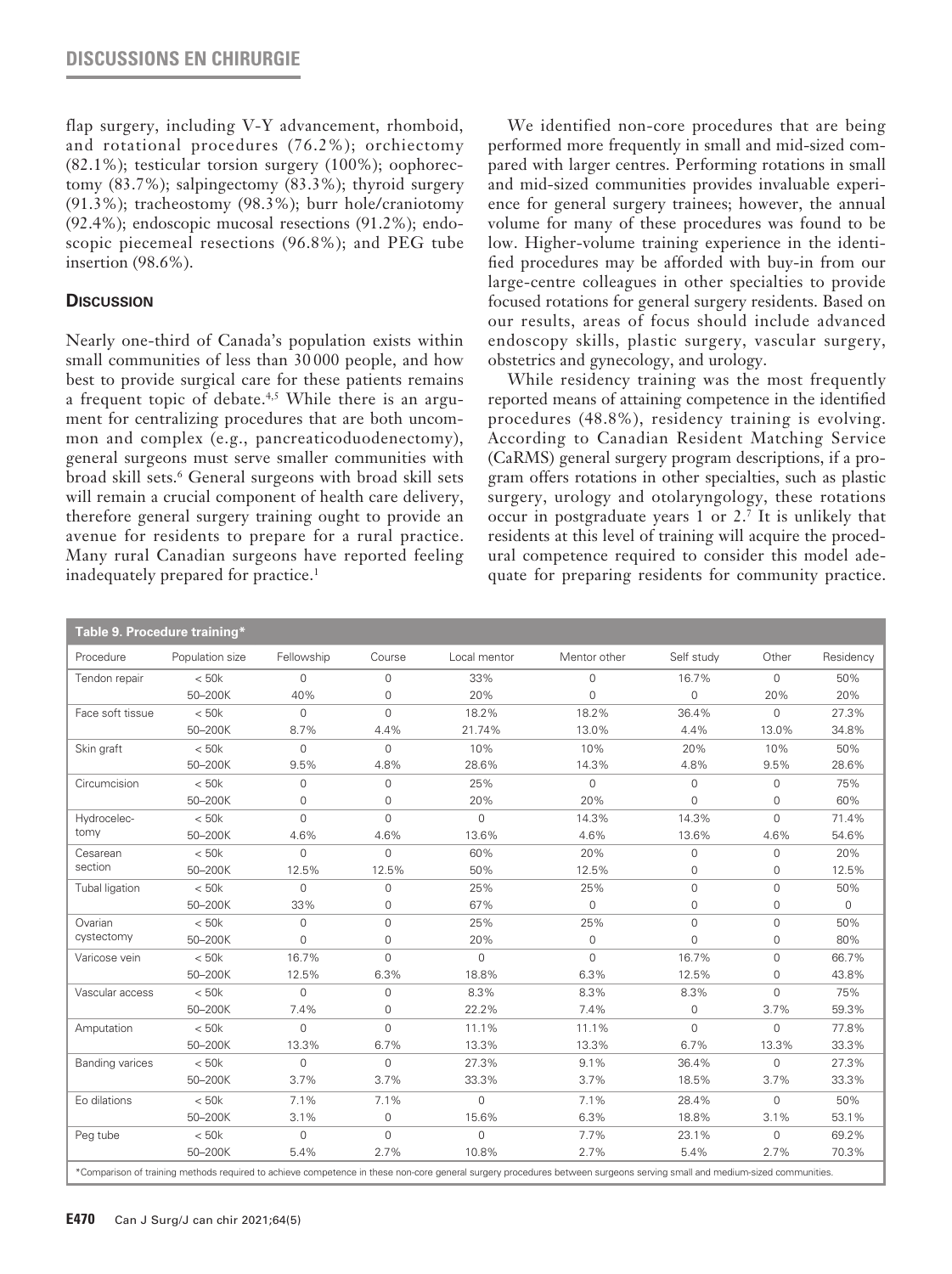flap surgery, including V-Y advancement, rhomboid, and rotational procedures (76.2%); orchiectomy (82.1%); testicular torsion surgery (100%); oophorectomy (83.7%); salpingectomy (83.3%); thyroid surgery (91.3%); tracheostomy (98.3%); burr hole/craniotomy (92.4%); endoscopic mucosal resections (91.2%); endoscopic piecemeal resections (96.8%); and PEG tube insertion (98.6%).

## Discussion

Nearly one-third of Canada's population exists within small communities of less than 30 000 people, and how best to provide surgical care for these patients remains a frequent topic of debate.[4,5] While there is an argument for centralizing procedures that are both uncommon and complex (e.g., pancreaticoduodenectomy), general surgeons must serve smaller communities with broad skill sets.[6] General surgeons with broad skill sets will remain a crucial component of health care delivery, therefore general surgery training ought to provide an avenue for residents to prepare for a rural practice. Many rural Canadian surgeons have reported feeling inadequately prepared for practice.[1]

We identified non-core procedures that are being performed more frequently in small and mid-sized compared with larger centres. Performing rotations in small and mid-sized communities provides invaluable experience for general surgery trainees; however, the annual volume for many of these procedures was found to be low. Higher-volume training experience in the identified procedures may be afforded with buy-in from our large-centre colleagues in other specialties to provide focused rotations for general surgery residents. Based on our results, areas of focus should include advanced endoscopy skills, plastic surgery, vascular surgery, obstetrics and gynecology, and urology.

While residency training was the most frequently reported means of attaining competence in the identified procedures (48.8%), residency training is evolving. According to Canadian Resident Matching Service (CaRMS) general surgery program descriptions, if a program offers rotations in other specialties, such as plastic surgery, urology and otolaryngology, these rotations occur in postgraduate years 1 or 2.[7] It is unlikely that residents at this level of training will acquire the procedural competence required to consider this model adequate for preparing residents for community practice.

**Table 9. Procedure training***

| Procedure | Population size | Fellowship | Course | Local mentor | Mentor other | Self study | Other | Residency |
|---|---|---|---|---|---|---|---|---|
| Tendon repair | < 50k | 0 | 0 | 33% | 0 | 16.7% | 0 | 50% |
| | 50–200K | 40% | 0 | 20% | 0 | 0 | 20% | 20% |
| Face soft tissue | < 50k | 0 | 0 | 18.2% | 18.2% | 36.4% | 0 | 27.3% |
| | 50–200K | 8.7% | 4.4% | 21.74% | 13.0% | 4.4% | 13.0% | 34.8% |
| Skin graft | < 50k | 0 | 0 | 10% | 10% | 20% | 10% | 50% |
| | 50–200K | 9.5% | 4.8% | 28.6% | 14.3% | 4.8% | 9.5% | 28.6% |
| Circumcision | < 50k | 0 | 0 | 25% | 0 | 0 | 0 | 75% |
| | 50–200K | 0 | 0 | 20% | 20% | 0 | 0 | 60% |
| Hydrocelectomy | < 50k | 0 | 0 | 0 | 14.3% | 14.3% | 0 | 71.4% |
| | 50–200K | 4.6% | 4.6% | 13.6% | 4.6% | 13.6% | 4.6% | 54.6% |
| Cesarean section | < 50k | 0 | 0 | 60% | 20% | 0 | 0 | 20% |
| | 50–200K | 12.5% | 12.5% | 50% | 12.5% | 0 | 0 | 12.5% |
| Tubal ligation | < 50k | 0 | 0 | 25% | 25% | 0 | 0 | 50% |
| | 50–200K | 33% | 0 | 67% | 0 | 0 | 0 | 0 |
| Ovarian cystectomy | < 50k | 0 | 0 | 25% | 25% | 0 | 0 | 50% |
| | 50–200K | 0 | 0 | 20% | 0 | 0 | 0 | 80% |
| Varicose vein | < 50k | 16.7% | 0 | 0 | 0 | 16.7% | 0 | 66.7% |
| | 50–200K | 12.5% | 6.3% | 18.8% | 6.3% | 12.5% | 0 | 43.8% |
| Vascular access | < 50k | 0 | 0 | 8.3% | 8.3% | 8.3% | 0 | 75% |
| | 50–200K | 7.4% | 0 | 22.2% | 7.4% | 0 | 3.7% | 59.3% |
| Amputation | < 50k | 0 | 0 | 11.1% | 11.1% | 0 | 0 | 77.8% |
| | 50–200K | 13.3% | 6.7% | 13.3% | 13.3% | 6.7% | 13.3% | 33.3% |
| Banding varices | < 50k | 0 | 0 | 27.3% | 9.1% | 36.4% | 0 | 27.3% |
| | 50–200K | 3.7% | 3.7% | 33.3% | 3.7% | 18.5% | 3.7% | 33.3% |
| Eo dilations | < 50k | 7.1% | 7.1% | 0 | 7.1% | 28.4% | 0 | 50% |
| | 50–200K | 3.1% | 0 | 15.6% | 6.3% | 18.8% | 3.1% | 53.1% |
| Peg tube | < 50k | 0 | 0 | 0 | 7.7% | 23.1% | 0 | 69.2% |
| | 50–200K | 5.4% | 2.7% | 10.8% | 2.7% | 5.4% | 2.7% | 70.3% |

*Comparison of training methods required to achieve competence in these non-core general surgery procedures between surgeons serving small and medium-sized communities.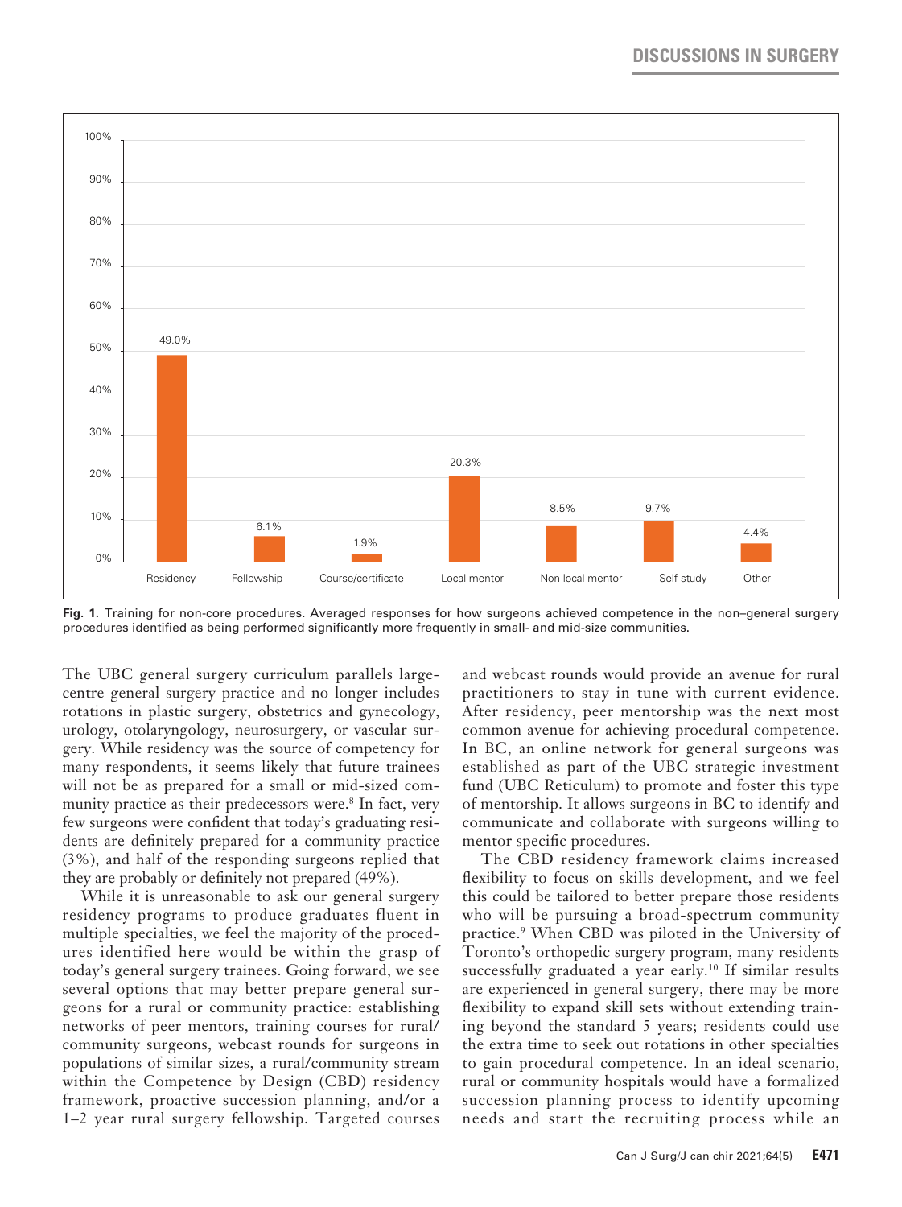**Fig. 1.** Training for non-core procedures. Averaged responses for how surgeons achieved competence in the non–general surgery procedures identified as being performed significantly more frequently in small- and mid-size communities.

| Source | % |
|---|---|
| Residency | 49.0% |
| Fellowship | 6.1% |
| Course/certificate | 1.9% |
| Local mentor | 20.3% |
| Non-local mentor | 8.5% |
| Self-study | 9.7% |
| Other | 4.4% |

The UBC general surgery curriculum parallels large-centre general surgery practice and no longer includes rotations in plastic surgery, obstetrics and gynecology, urology, otolaryngology, neurosurgery, or vascular surgery. While residency was the source of competency for many respondents, it seems likely that future trainees will not be as prepared for a small or mid-sized community practice as their predecessors were.[8] In fact, very few surgeons were confident that today's graduating residents are definitely prepared for a community practice (3%), and half of the responding surgeons replied that they are probably or definitely not prepared (49%).

While it is unreasonable to ask our general surgery residency programs to produce graduates fluent in multiple specialties, we feel the majority of the procedures identified here would be within the grasp of today's general surgery trainees. Going forward, we see several options that may better prepare general surgeons for a rural or community practice: establishing networks of peer mentors, training courses for rural/community surgeons, webcast rounds for surgeons in populations of similar sizes, a rural/community stream within the Competence by Design (CBD) residency framework, proactive succession planning, and/or a 1–2 year rural surgery fellowship. Targeted courses and webcast rounds would provide an avenue for rural practitioners to stay in tune with current evidence. After residency, peer mentorship was the next most common avenue for achieving procedural competence. In BC, an online network for general surgeons was established as part of the UBC strategic investment fund (UBC Reticulum) to promote and foster this type of mentorship. It allows surgeons in BC to identify and communicate and collaborate with surgeons willing to mentor specific procedures.

The CBD residency framework claims increased flexibility to focus on skills development, and we feel this could be tailored to better prepare those residents who will be pursuing a broad-spectrum community practice.[9] When CBD was piloted in the University of Toronto's orthopedic surgery program, many residents successfully graduated a year early.[10] If similar results are experienced in general surgery, there may be more flexibility to expand skill sets without extending training beyond the standard 5 years; residents could use the extra time to seek out rotations in other specialties to gain procedural competence. In an ideal scenario, rural or community hospitals would have a formalized succession planning process to identify upcoming needs and start the recruiting process while an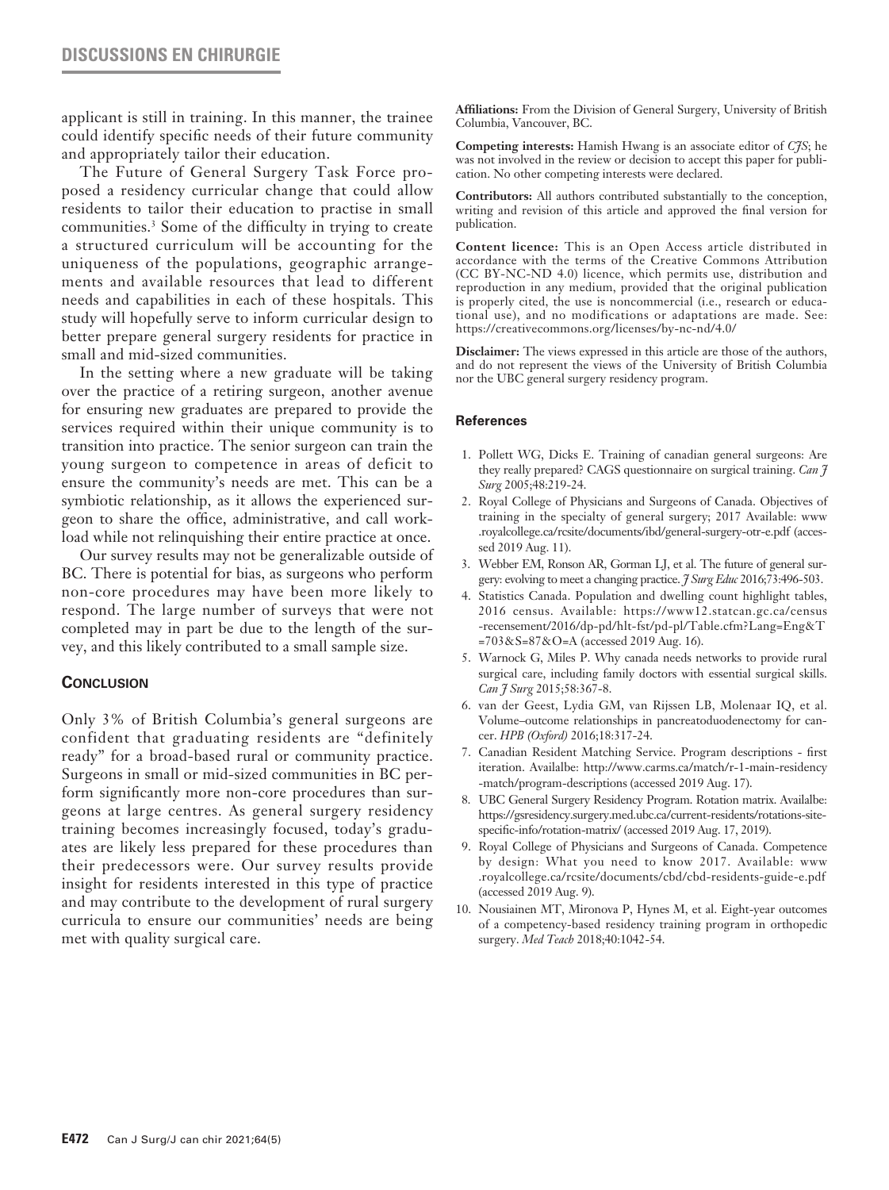applicant is still in training. In this manner, the trainee could identify specific needs of their future community and appropriately tailor their education.

The Future of General Surgery Task Force proposed a residency curricular change that could allow residents to tailor their education to practise in small communities.[3] Some of the difficulty in trying to create a structured curriculum will be accounting for the uniqueness of the populations, geographic arrangements and available resources that lead to different needs and capabilities in each of these hospitals. This study will hopefully serve to inform curricular design to better prepare general surgery residents for practice in small and mid-sized communities.

In the setting where a new graduate will be taking over the practice of a retiring surgeon, another avenue for ensuring new graduates are prepared to provide the services required within their unique community is to transition into practice. The senior surgeon can train the young surgeon to competence in areas of deficit to ensure the community's needs are met. This can be a symbiotic relationship, as it allows the experienced surgeon to share the office, administrative, and call workload while not relinquishing their entire practice at once.

Our survey results may not be generalizable outside of BC. There is potential for bias, as surgeons who perform non-core procedures may have been more likely to respond. The large number of surveys that were not completed may in part be due to the length of the survey, and this likely contributed to a small sample size.

## Conclusion

Only 3% of British Columbia's general surgeons are confident that graduating residents are "definitely ready" for a broad-based rural or community practice. Surgeons in small or mid-sized communities in BC perform significantly more non-core procedures than surgeons at large centres. As general surgery residency training becomes increasingly focused, today's graduates are likely less prepared for these procedures than their predecessors were. Our survey results provide insight for residents interested in this type of practice and may contribute to the development of rural surgery curricula to ensure our communities' needs are being met with quality surgical care.

**Affiliations:** From the Division of General Surgery, University of British Columbia, Vancouver, BC.

**Competing interests:** Hamish Hwang is an associate editor of *CJS*; he was not involved in the review or decision to accept this paper for publication. No other competing interests were declared.

**Contributors:** All authors contributed substantially to the conception, writing and revision of this article and approved the final version for publication.

**Content licence:** This is an Open Access article distributed in accordance with the terms of the Creative Commons Attribution (CC BY-NC-ND 4.0) licence, which permits use, distribution and reproduction in any medium, provided that the original publication is properly cited, the use is noncommercial (i.e., research or educational use), and no modifications or adaptations are made. See: https://creativecommons.org/licenses/by-nc-nd/4.0/

**Disclaimer:** The views expressed in this article are those of the authors, and do not represent the views of the University of British Columbia nor the UBC general surgery residency program.

## References

1. Pollett WG, Dicks E. Training of canadian general surgeons: Are they really prepared? CAGS questionnaire on surgical training. *Can J Surg* 2005;48:219-24.
2. Royal College of Physicians and Surgeons of Canada. Objectives of training in the specialty of general surgery; 2017 Available: www.royalcollege.ca/rcsite/documents/ibd/general-surgery-otr-e.pdf (accessed 2019 Aug. 11).
3. Webber EM, Ronson AR, Gorman LJ, et al. The future of general surgery: evolving to meet a changing practice. *J Surg Educ* 2016;73:496-503.
4. Statistics Canada. Population and dwelling count highlight tables, 2016 census. Available: https://www12.statcan.gc.ca/census-recensement/2016/dp-pd/hlt-fst/pd-pl/Table.cfm?Lang=Eng&T=703&S=87&O=A (accessed 2019 Aug. 16).
5. Warnock G, Miles P. Why canada needs networks to provide rural surgical care, including family doctors with essential surgical skills. *Can J Surg* 2015;58:367-8.
6. van der Geest, Lydia GM, van Rijssen LB, Molenaar IQ, et al. Volume–outcome relationships in pancreatoduodenectomy for cancer. *HPB (Oxford)* 2016;18:317-24.
7. Canadian Resident Matching Service. Program descriptions - first iteration. Availalbe: http://www.carms.ca/match/r-1-main-residency-match/program-descriptions (accessed 2019 Aug. 17).
8. UBC General Surgery Residency Program. Rotation matrix. Availalbe: https://gsresidency.surgery.med.ubc.ca/current-residents/rotations-site-specific-info/rotation-matrix/ (accessed 2019 Aug. 17, 2019).
9. Royal College of Physicians and Surgeons of Canada. Competence by design: What you need to know 2017. Available: www.royalcollege.ca/rcsite/documents/cbd/cbd-residents-guide-e.pdf (accessed 2019 Aug. 9).
10. Nousiainen MT, Mironova P, Hynes M, et al. Eight-year outcomes of a competency-based residency training program in orthopedic surgery. *Med Teach* 2018;40:1042-54.